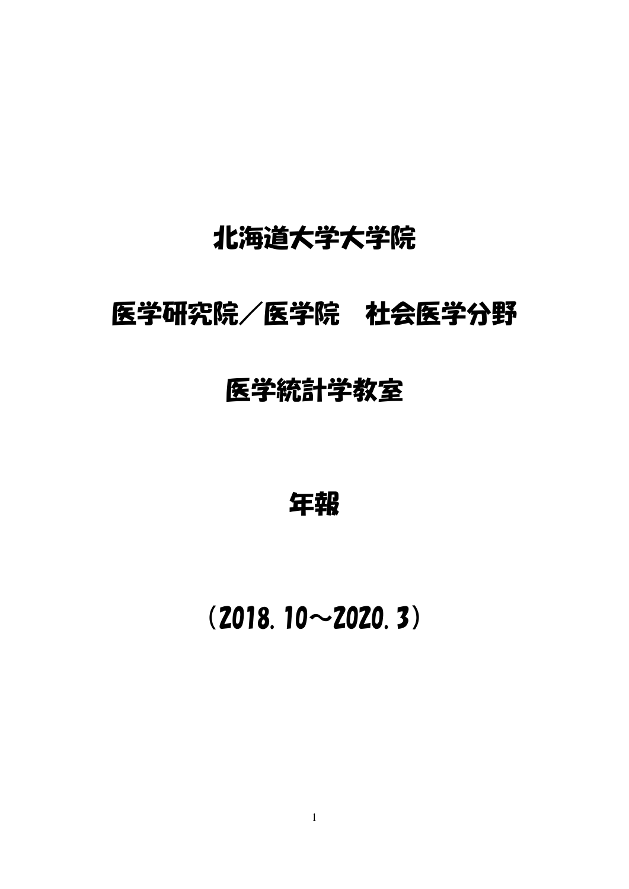# 北海道大学大学院

# 医学研究院／医学院　社会医学分野

# 医学統計学教室

# 年報

# （2018.10～2020.3）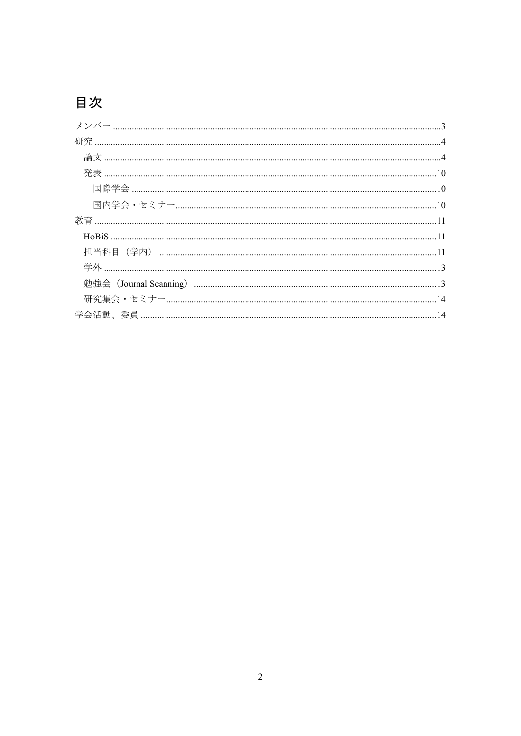# 目次

メンバー .......... 3
研究 .......... 4
  論文 .......... 4
  発表 .......... 10
    国際学会 .......... 10
    国内学会・セミナー .......... 10
教育 .......... 11
  HoBiS .......... 11
  担当科目（学内） .......... 11
  学外 .......... 13
  勉強会（Journal Scanning） .......... 13
  研究集会・セミナー .......... 14
学会活動、委員 .......... 14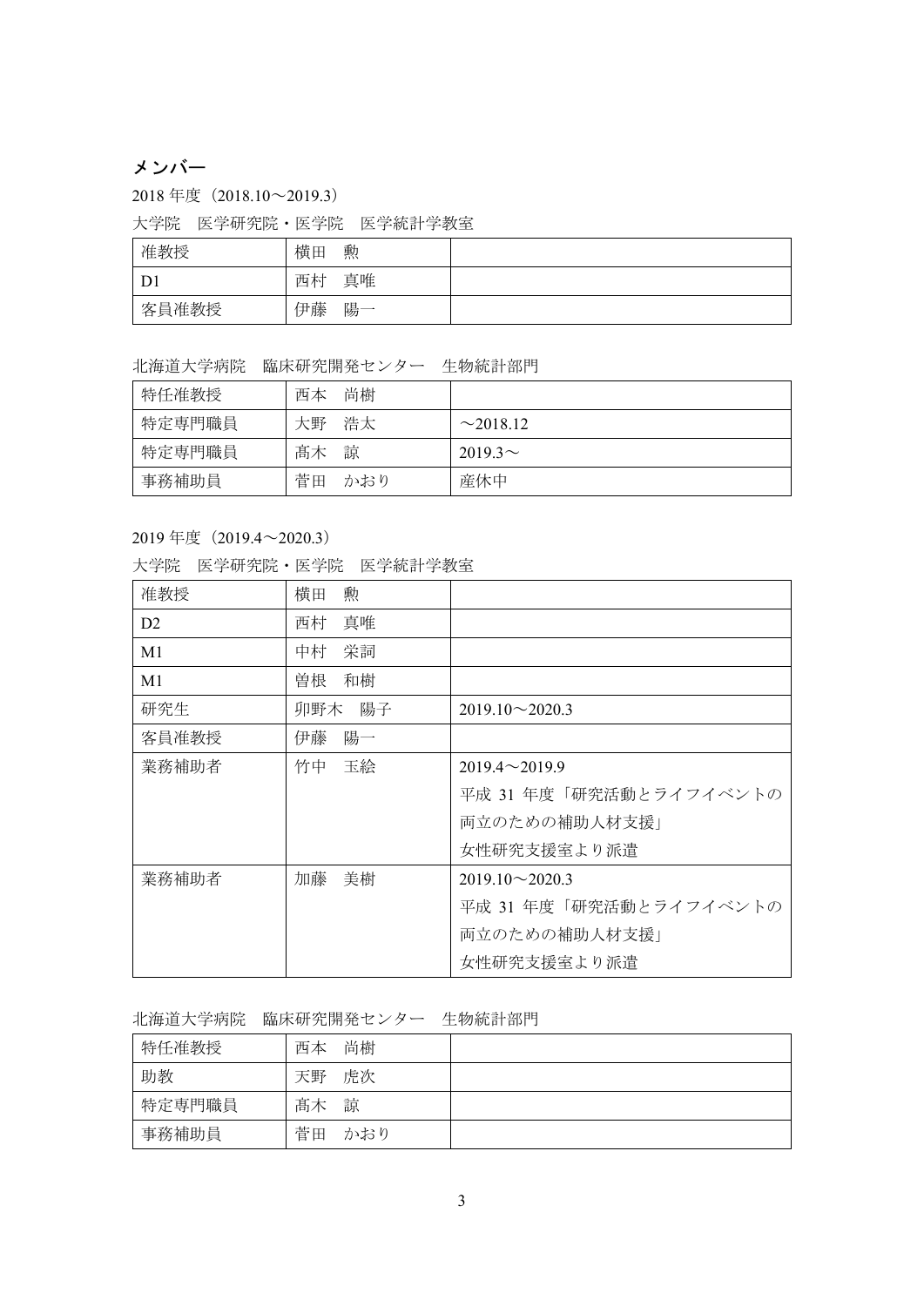## メンバー

2018 年度（2018.10～2019.3）

大学院　医学研究院・医学院　医学統計学教室

| 准教授 | 横田　勲 | |
|---|---|---|
| D1 | 西村　真唯 | |
| 客員准教授 | 伊藤　陽一 | |

北海道大学病院　臨床研究開発センター　生物統計部門

| 特任准教授 | 西本　尚樹 | |
|---|---|---|
| 特定専門職員 | 大野　浩太 | ～2018.12 |
| 特定専門職員 | 髙木　諒 | 2019.3～ |
| 事務補助員 | 菅田　かおり | 産休中 |

2019 年度（2019.4～2020.3）

大学院　医学研究院・医学院　医学統計学教室

| 准教授 | 横田　勲 | |
|---|---|---|
| D2 | 西村　真唯 | |
| M1 | 中村　栄詞 | |
| M1 | 曽根　和樹 | |
| 研究生 | 卯野木　陽子 | 2019.10～2020.3 |
| 客員准教授 | 伊藤　陽一 | |
| 業務補助者 | 竹中　玉絵 | 2019.4～2019.9<br>平成 31 年度「研究活動とライフイベントの両立のための補助人材支援」<br>女性研究支援室より派遣 |
| 業務補助者 | 加藤　美樹 | 2019.10～2020.3<br>平成 31 年度「研究活動とライフイベントの両立のための補助人材支援」<br>女性研究支援室より派遣 |

北海道大学病院　臨床研究開発センター　生物統計部門

| 特任准教授 | 西本　尚樹 | |
|---|---|---|
| 助教 | 天野　虎次 | |
| 特定専門職員 | 髙木　諒 | |
| 事務補助員 | 菅田　かおり | |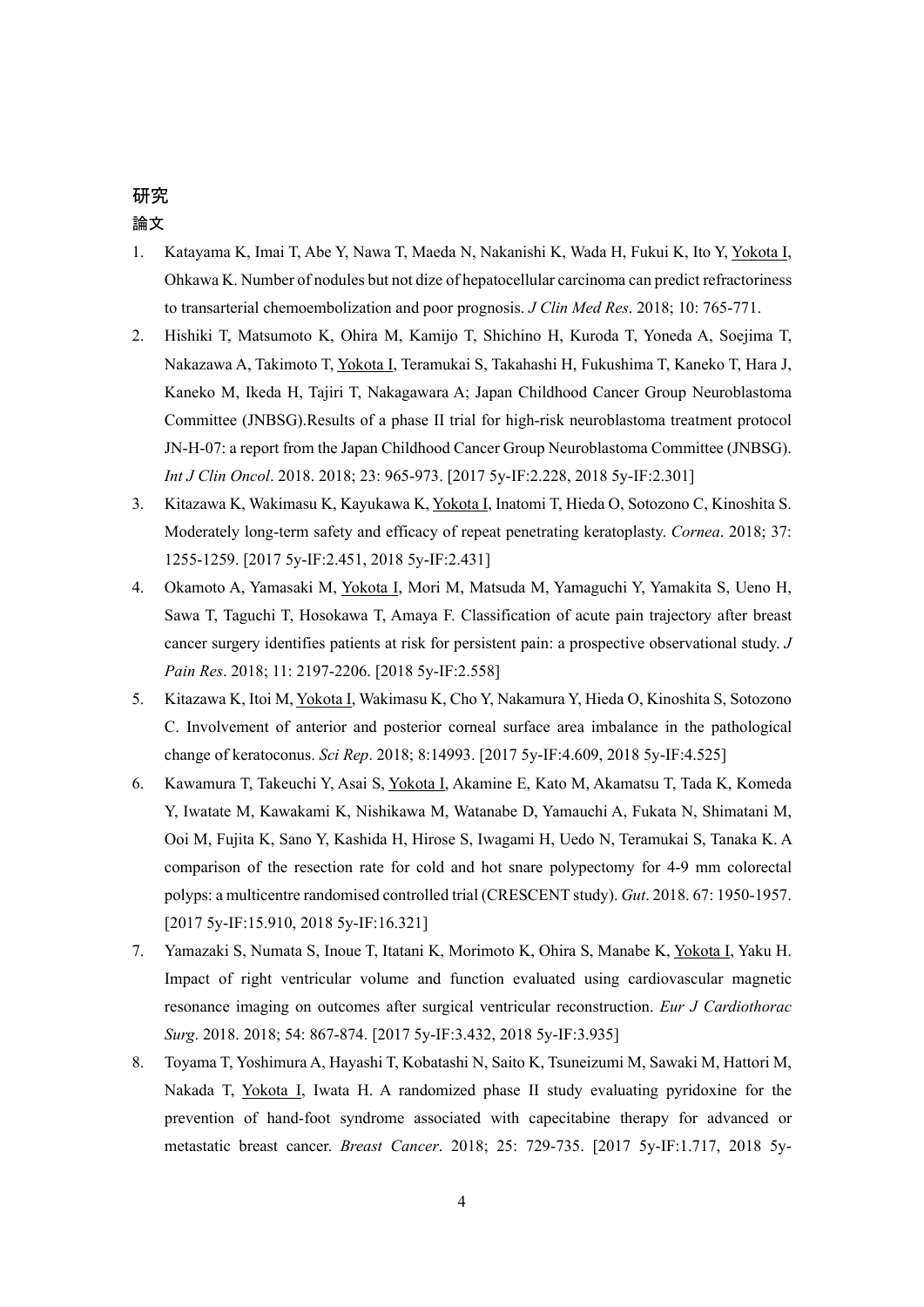## 研究

### 論文

1. Katayama K, Imai T, Abe Y, Nawa T, Maeda N, Nakanishi K, Wada H, Fukui K, Ito Y, <u>Yokota I</u>, Ohkawa K. Number of nodules but not dize of hepatocellular carcinoma can predict refractoriness to transarterial chemoembolization and poor prognosis. *J Clin Med Res*. 2018; 10: 765-771.
2. Hishiki T, Matsumoto K, Ohira M, Kamijo T, Shichino H, Kuroda T, Yoneda A, Soejima T, Nakazawa A, Takimoto T, <u>Yokota I</u>, Teramukai S, Takahashi H, Fukushima T, Kaneko T, Hara J, Kaneko M, Ikeda H, Tajiri T, Nakagawara A; Japan Childhood Cancer Group Neuroblastoma Committee (JNBSG).Results of a phase II trial for high-risk neuroblastoma treatment protocol JN-H-07: a report from the Japan Childhood Cancer Group Neuroblastoma Committee (JNBSG). *Int J Clin Oncol*. 2018. 2018; 23: 965-973. [2017 5y-IF:2.228, 2018 5y-IF:2.301]
3. Kitazawa K, Wakimasu K, Kayukawa K, <u>Yokota I</u>, Inatomi T, Hieda O, Sotozono C, Kinoshita S. Moderately long-term safety and efficacy of repeat penetrating keratoplasty. *Cornea*. 2018; 37: 1255-1259. [2017 5y-IF:2.451, 2018 5y-IF:2.431]
4. Okamoto A, Yamasaki M, <u>Yokota I</u>, Mori M, Matsuda M, Yamaguchi Y, Yamakita S, Ueno H, Sawa T, Taguchi T, Hosokawa T, Amaya F. Classification of acute pain trajectory after breast cancer surgery identifies patients at risk for persistent pain: a prospective observational study. *J Pain Res*. 2018; 11: 2197-2206. [2018 5y-IF:2.558]
5. Kitazawa K, Itoi M, <u>Yokota I</u>, Wakimasu K, Cho Y, Nakamura Y, Hieda O, Kinoshita S, Sotozono C. Involvement of anterior and posterior corneal surface area imbalance in the pathological change of keratoconus. *Sci Rep*. 2018; 8:14993. [2017 5y-IF:4.609, 2018 5y-IF:4.525]
6. Kawamura T, Takeuchi Y, Asai S, <u>Yokota I</u>, Akamine E, Kato M, Akamatsu T, Tada K, Komeda Y, Iwatate M, Kawakami K, Nishikawa M, Watanabe D, Yamauchi A, Fukata N, Shimatani M, Ooi M, Fujita K, Sano Y, Kashida H, Hirose S, Iwagami H, Uedo N, Teramukai S, Tanaka K. A comparison of the resection rate for cold and hot snare polypectomy for 4-9 mm colorectal polyps: a multicentre randomised controlled trial (CRESCENT study). *Gut*. 2018. 67: 1950-1957. [2017 5y-IF:15.910, 2018 5y-IF:16.321]
7. Yamazaki S, Numata S, Inoue T, Itatani K, Morimoto K, Ohira S, Manabe K, <u>Yokota I</u>, Yaku H. Impact of right ventricular volume and function evaluated using cardiovascular magnetic resonance imaging on outcomes after surgical ventricular reconstruction. *Eur J Cardiothorac Surg*. 2018. 2018; 54: 867-874. [2017 5y-IF:3.432, 2018 5y-IF:3.935]
8. Toyama T, Yoshimura A, Hayashi T, Kobatashi N, Saito K, Tsuneizumi M, Sawaki M, Hattori M, Nakada T, <u>Yokota I</u>, Iwata H. A randomized phase II study evaluating pyridoxine for the prevention of hand-foot syndrome associated with capecitabine therapy for advanced or metastatic breast cancer. *Breast Cancer*. 2018; 25: 729-735. [2017 5y-IF:1.717, 2018 5y-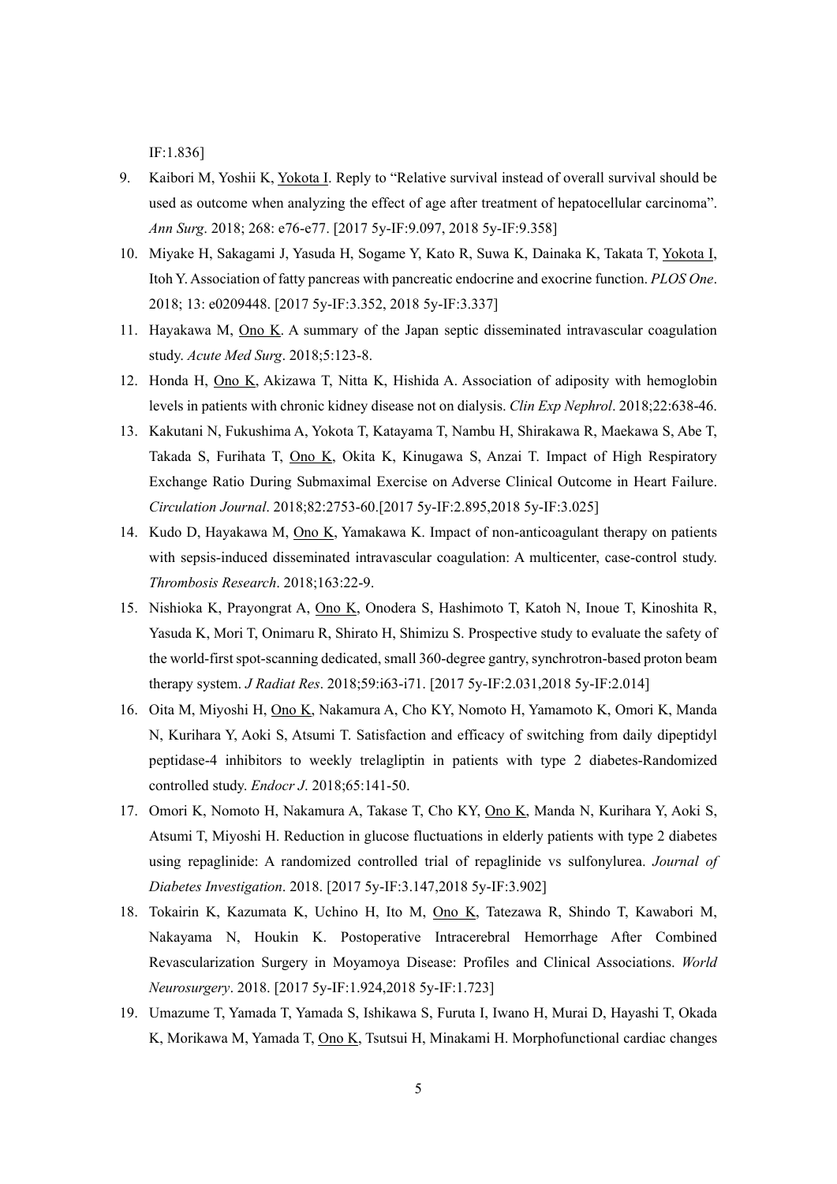IF:1.836]

9. Kaibori M, Yoshii K, <u>Yokota I</u>. Reply to “Relative survival instead of overall survival should be used as outcome when analyzing the effect of age after treatment of hepatocellular carcinoma”. *Ann Surg*. 2018; 268: e76-e77. [2017 5y-IF:9.097, 2018 5y-IF:9.358]
10. Miyake H, Sakagami J, Yasuda H, Sogame Y, Kato R, Suwa K, Dainaka K, Takata T, <u>Yokota I</u>, Itoh Y. Association of fatty pancreas with pancreatic endocrine and exocrine function. *PLOS One*. 2018; 13: e0209448. [2017 5y-IF:3.352, 2018 5y-IF:3.337]
11. Hayakawa M, <u>Ono K</u>. A summary of the Japan septic disseminated intravascular coagulation study. *Acute Med Surg*. 2018;5:123-8.
12. Honda H, <u>Ono K</u>, Akizawa T, Nitta K, Hishida A. Association of adiposity with hemoglobin levels in patients with chronic kidney disease not on dialysis. *Clin Exp Nephrol*. 2018;22:638-46.
13. Kakutani N, Fukushima A, Yokota T, Katayama T, Nambu H, Shirakawa R, Maekawa S, Abe T, Takada S, Furihata T, <u>Ono K</u>, Okita K, Kinugawa S, Anzai T. Impact of High Respiratory Exchange Ratio During Submaximal Exercise on Adverse Clinical Outcome in Heart Failure. *Circulation Journal*. 2018;82:2753-60.[2017 5y-IF:2.895,2018 5y-IF:3.025]
14. Kudo D, Hayakawa M, <u>Ono K</u>, Yamakawa K. Impact of non-anticoagulant therapy on patients with sepsis-induced disseminated intravascular coagulation: A multicenter, case-control study. *Thrombosis Research*. 2018;163:22-9.
15. Nishioka K, Prayongrat A, <u>Ono K</u>, Onodera S, Hashimoto T, Katoh N, Inoue T, Kinoshita R, Yasuda K, Mori T, Onimaru R, Shirato H, Shimizu S. Prospective study to evaluate the safety of the world-first spot-scanning dedicated, small 360-degree gantry, synchrotron-based proton beam therapy system. *J Radiat Res*. 2018;59:i63-i71. [2017 5y-IF:2.031,2018 5y-IF:2.014]
16. Oita M, Miyoshi H, <u>Ono K</u>, Nakamura A, Cho KY, Nomoto H, Yamamoto K, Omori K, Manda N, Kurihara Y, Aoki S, Atsumi T. Satisfaction and efficacy of switching from daily dipeptidyl peptidase-4 inhibitors to weekly trelagliptin in patients with type 2 diabetes-Randomized controlled study. *Endocr J*. 2018;65:141-50.
17. Omori K, Nomoto H, Nakamura A, Takase T, Cho KY, <u>Ono K</u>, Manda N, Kurihara Y, Aoki S, Atsumi T, Miyoshi H. Reduction in glucose fluctuations in elderly patients with type 2 diabetes using repaglinide: A randomized controlled trial of repaglinide vs sulfonylurea. *Journal of Diabetes Investigation*. 2018. [2017 5y-IF:3.147,2018 5y-IF:3.902]
18. Tokairin K, Kazumata K, Uchino H, Ito M, <u>Ono K</u>, Tatezawa R, Shindo T, Kawabori M, Nakayama N, Houkin K. Postoperative Intracerebral Hemorrhage After Combined Revascularization Surgery in Moyamoya Disease: Profiles and Clinical Associations. *World Neurosurgery*. 2018. [2017 5y-IF:1.924,2018 5y-IF:1.723]
19. Umazume T, Yamada T, Yamada S, Ishikawa S, Furuta I, Iwano H, Murai D, Hayashi T, Okada K, Morikawa M, Yamada T, <u>Ono K</u>, Tsutsui H, Minakami H. Morphofunctional cardiac changes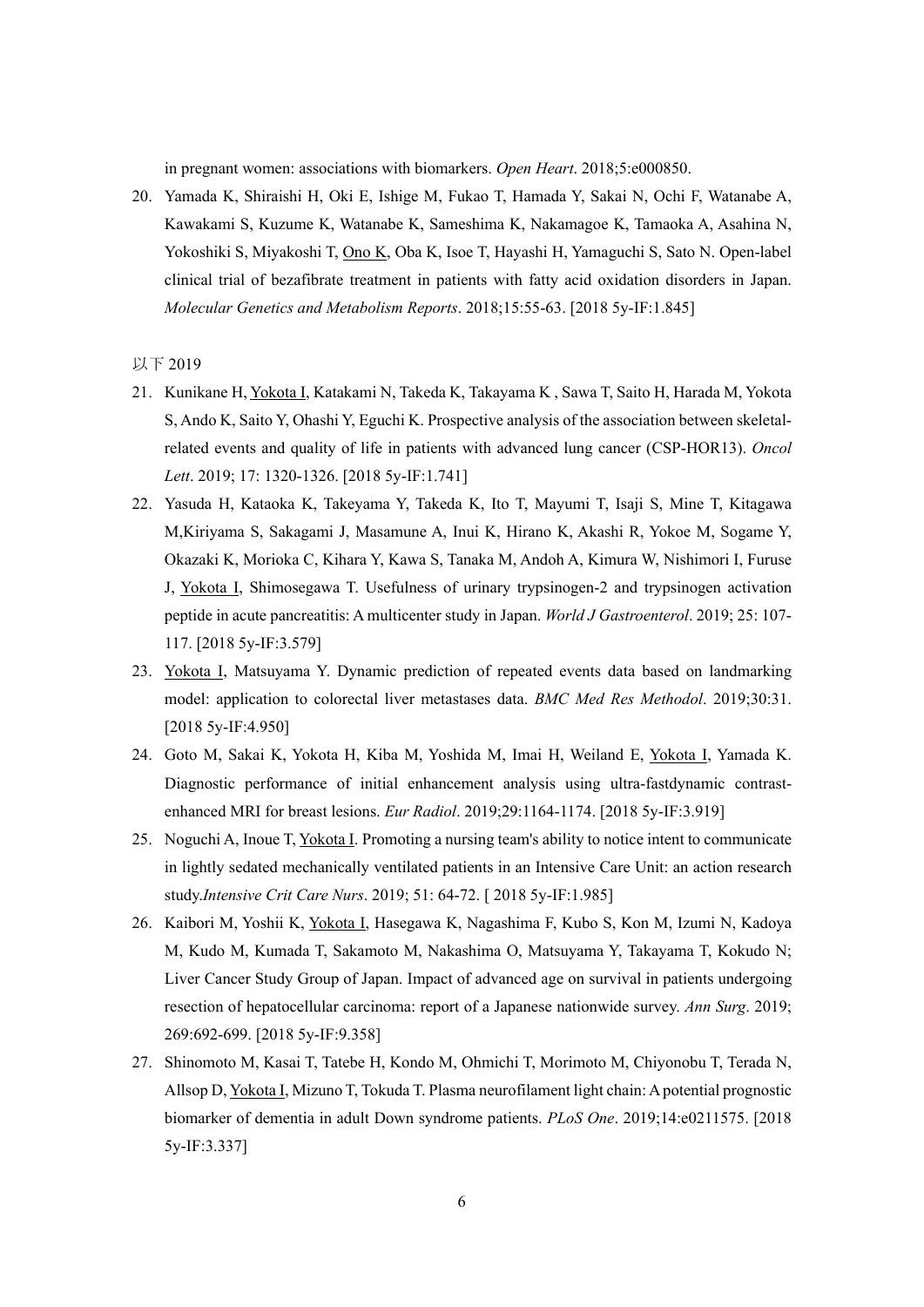in pregnant women: associations with biomarkers. *Open Heart*. 2018;5:e000850.

20. Yamada K, Shiraishi H, Oki E, Ishige M, Fukao T, Hamada Y, Sakai N, Ochi F, Watanabe A, Kawakami S, Kuzume K, Watanabe K, Sameshima K, Nakamagoe K, Tamaoka A, Asahina N, Yokoshiki S, Miyakoshi T, <u>Ono K</u>, Oba K, Isoe T, Hayashi H, Yamaguchi S, Sato N. Open-label clinical trial of bezafibrate treatment in patients with fatty acid oxidation disorders in Japan. *Molecular Genetics and Metabolism Reports*. 2018;15:55-63. [2018 5y-IF:1.845]

以下 2019

21. Kunikane H, <u>Yokota I</u>, Katakami N, Takeda K, Takayama K , Sawa T, Saito H, Harada M, Yokota S, Ando K, Saito Y, Ohashi Y, Eguchi K. Prospective analysis of the association between skeletal-related events and quality of life in patients with advanced lung cancer (CSP-HOR13). *Oncol Lett*. 2019; 17: 1320-1326. [2018 5y-IF:1.741]
22. Yasuda H, Kataoka K, Takeyama Y, Takeda K, Ito T, Mayumi T, Isaji S, Mine T, Kitagawa M,Kiriyama S, Sakagami J, Masamune A, Inui K, Hirano K, Akashi R, Yokoe M, Sogame Y, Okazaki K, Morioka C, Kihara Y, Kawa S, Tanaka M, Andoh A, Kimura W, Nishimori I, Furuse J, <u>Yokota I</u>, Shimosegawa T. Usefulness of urinary trypsinogen-2 and trypsinogen activation peptide in acute pancreatitis: A multicenter study in Japan. *World J Gastroenterol*. 2019; 25: 107-117. [2018 5y-IF:3.579]
23. <u>Yokota I</u>, Matsuyama Y. Dynamic prediction of repeated events data based on landmarking model: application to colorectal liver metastases data. *BMC Med Res Methodol*. 2019;30:31. [2018 5y-IF:4.950]
24. Goto M, Sakai K, Yokota H, Kiba M, Yoshida M, Imai H, Weiland E, <u>Yokota I</u>, Yamada K. Diagnostic performance of initial enhancement analysis using ultra-fastdynamic contrast-enhanced MRI for breast lesions. *Eur Radiol*. 2019;29:1164-1174. [2018 5y-IF:3.919]
25. Noguchi A, Inoue T, <u>Yokota I</u>. Promoting a nursing team's ability to notice intent to communicate in lightly sedated mechanically ventilated patients in an Intensive Care Unit: an action research study.*Intensive Crit Care Nurs*. 2019; 51: 64-72. [ 2018 5y-IF:1.985]
26. Kaibori M, Yoshii K, <u>Yokota I</u>, Hasegawa K, Nagashima F, Kubo S, Kon M, Izumi N, Kadoya M, Kudo M, Kumada T, Sakamoto M, Nakashima O, Matsuyama Y, Takayama T, Kokudo N; Liver Cancer Study Group of Japan. Impact of advanced age on survival in patients undergoing resection of hepatocellular carcinoma: report of a Japanese nationwide survey. *Ann Surg*. 2019; 269:692-699. [2018 5y-IF:9.358]
27. Shinomoto M, Kasai T, Tatebe H, Kondo M, Ohmichi T, Morimoto M, Chiyonobu T, Terada N, Allsop D, <u>Yokota I</u>, Mizuno T, Tokuda T. Plasma neurofilament light chain: A potential prognostic biomarker of dementia in adult Down syndrome patients. *PLoS One*. 2019;14:e0211575. [2018 5y-IF:3.337]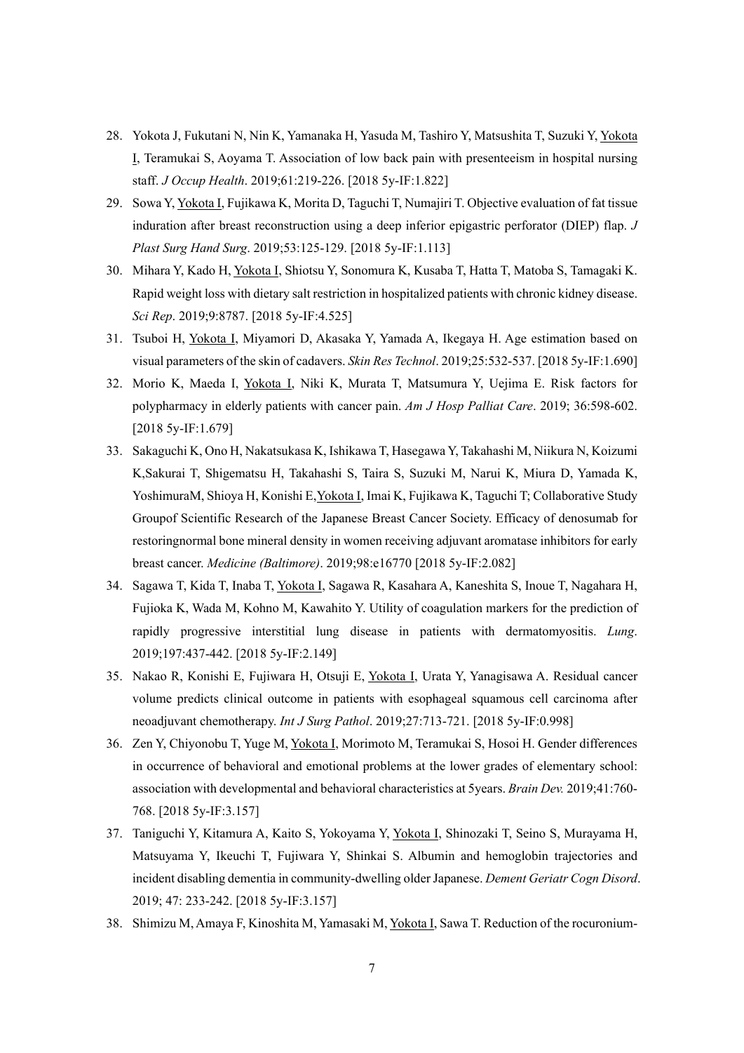28. Yokota J, Fukutani N, Nin K, Yamanaka H, Yasuda M, Tashiro Y, Matsushita T, Suzuki Y, <u>Yokota I</u>, Teramukai S, Aoyama T. Association of low back pain with presenteeism in hospital nursing staff. *J Occup Health*. 2019;61:219-226. [2018 5y-IF:1.822]
29. Sowa Y, <u>Yokota I</u>, Fujikawa K, Morita D, Taguchi T, Numajiri T. Objective evaluation of fat tissue induration after breast reconstruction using a deep inferior epigastric perforator (DIEP) flap. *J Plast Surg Hand Surg*. 2019;53:125-129. [2018 5y-IF:1.113]
30. Mihara Y, Kado H, <u>Yokota I</u>, Shiotsu Y, Sonomura K, Kusaba T, Hatta T, Matoba S, Tamagaki K. Rapid weight loss with dietary salt restriction in hospitalized patients with chronic kidney disease. *Sci Rep*. 2019;9:8787. [2018 5y-IF:4.525]
31. Tsuboi H, <u>Yokota I</u>, Miyamori D, Akasaka Y, Yamada A, Ikegaya H. Age estimation based on visual parameters of the skin of cadavers. *Skin Res Technol*. 2019;25:532-537. [2018 5y-IF:1.690]
32. Morio K, Maeda I, <u>Yokota I</u>, Niki K, Murata T, Matsumura Y, Uejima E. Risk factors for polypharmacy in elderly patients with cancer pain. *Am J Hosp Palliat Care*. 2019; 36:598-602. [2018 5y-IF:1.679]
33. Sakaguchi K, Ono H, Nakatsukasa K, Ishikawa T, Hasegawa Y, Takahashi M, Niikura N, Koizumi K,Sakurai T, Shigematsu H, Takahashi S, Taira S, Suzuki M, Narui K, Miura D, Yamada K, YoshimuraM, Shioya H, Konishi E,<u>Yokota I</u>, Imai K, Fujikawa K, Taguchi T; Collaborative Study Groupof Scientific Research of the Japanese Breast Cancer Society. Efficacy of denosumab for restoringnormal bone mineral density in women receiving adjuvant aromatase inhibitors for early breast cancer. *Medicine (Baltimore)*. 2019;98:e16770 [2018 5y-IF:2.082]
34. Sagawa T, Kida T, Inaba T, <u>Yokota I</u>, Sagawa R, Kasahara A, Kaneshita S, Inoue T, Nagahara H, Fujioka K, Wada M, Kohno M, Kawahito Y. Utility of coagulation markers for the prediction of rapidly progressive interstitial lung disease in patients with dermatomyositis. *Lung*. 2019;197:437-442. [2018 5y-IF:2.149]
35. Nakao R, Konishi E, Fujiwara H, Otsuji E, <u>Yokota I</u>, Urata Y, Yanagisawa A. Residual cancer volume predicts clinical outcome in patients with esophageal squamous cell carcinoma after neoadjuvant chemotherapy. *Int J Surg Pathol*. 2019;27:713-721. [2018 5y-IF:0.998]
36. Zen Y, Chiyonobu T, Yuge M, <u>Yokota I</u>, Morimoto M, Teramukai S, Hosoi H. Gender differences in occurrence of behavioral and emotional problems at the lower grades of elementary school: association with developmental and behavioral characteristics at 5years. *Brain Dev.* 2019;41:760-768. [2018 5y-IF:3.157]
37. Taniguchi Y, Kitamura A, Kaito S, Yokoyama Y, <u>Yokota I</u>, Shinozaki T, Seino S, Murayama H, Matsuyama Y, Ikeuchi T, Fujiwara Y, Shinkai S. Albumin and hemoglobin trajectories and incident disabling dementia in community-dwelling older Japanese. *Dement Geriatr Cogn Disord*. 2019; 47: 233-242. [2018 5y-IF:3.157]
38. Shimizu M, Amaya F, Kinoshita M, Yamasaki M, <u>Yokota I</u>, Sawa T. Reduction of the rocuronium-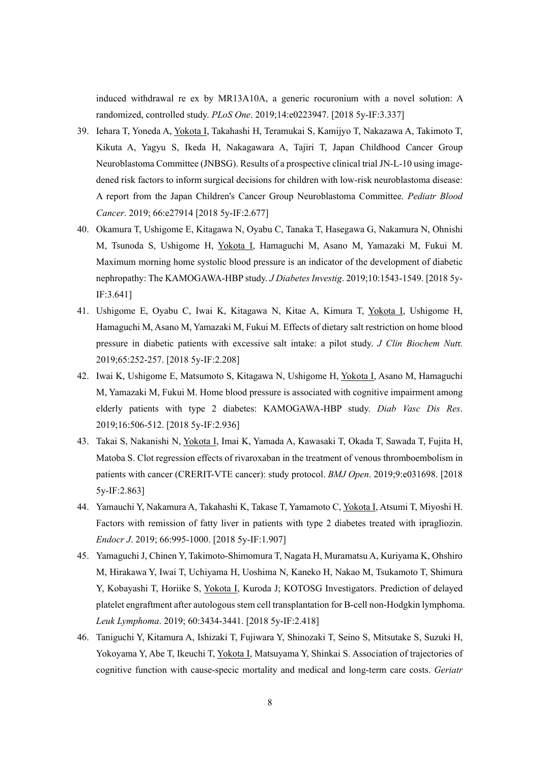induced withdrawal re ex by MR13A10A, a generic rocuronium with a novel solution: A randomized, controlled study. *PLoS One*. 2019;14:e0223947. [2018 5y-IF:3.337]

39. Iehara T, Yoneda A, Yokota I, Takahashi H, Teramukai S, Kamijyo T, Nakazawa A, Takimoto T, Kikuta A, Yagyu S, Ikeda H, Nakagawara A, Tajiri T, Japan Childhood Cancer Group Neuroblastoma Committee (JNBSG). Results of a prospective clinical trial JN-L-10 using image-dened risk factors to inform surgical decisions for children with low-risk neuroblastoma disease: A report from the Japan Children's Cancer Group Neuroblastoma Committee. *Pediatr Blood Cancer*. 2019; 66:e27914 [2018 5y-IF:2.677]
40. Okamura T, Ushigome E, Kitagawa N, Oyabu C, Tanaka T, Hasegawa G, Nakamura N, Ohnishi M, Tsunoda S, Ushigome H, Yokota I, Hamaguchi M, Asano M, Yamazaki M, Fukui M. Maximum morning home systolic blood pressure is an indicator of the development of diabetic nephropathy: The KAMOGAWA-HBP study. *J Diabetes Investig*. 2019;10:1543-1549. [2018 5y-IF:3.641]
41. Ushigome E, Oyabu C, Iwai K, Kitagawa N, Kitae A, Kimura T, Yokota I, Ushigome H, Hamaguchi M, Asano M, Yamazaki M, Fukui M. Effects of dietary salt restriction on home blood pressure in diabetic patients with excessive salt intake: a pilot study. *J Clin Biochem Nut*r. 2019;65:252-257. [2018 5y-IF:2.208]
42. Iwai K, Ushigome E, Matsumoto S, Kitagawa N, Ushigome H, Yokota I, Asano M, Hamaguchi M, Yamazaki M, Fukui M. Home blood pressure is associated with cognitive impairment among elderly patients with type 2 diabetes: KAMOGAWA-HBP study. *Diab Vasc Dis Res*. 2019;16:506-512. [2018 5y-IF:2.936]
43. Takai S, Nakanishi N, Yokota I, Imai K, Yamada A, Kawasaki T, Okada T, Sawada T, Fujita H, Matoba S. Clot regression effects of rivaroxaban in the treatment of venous thromboembolism in patients with cancer (CRERIT-VTE cancer): study protocol. *BMJ Open*. 2019;9:e031698. [2018 5y-IF:2.863]
44. Yamauchi Y, Nakamura A, Takahashi K, Takase T, Yamamoto C, Yokota I, Atsumi T, Miyoshi H. Factors with remission of fatty liver in patients with type 2 diabetes treated with ipragliozin. *Endocr J*. 2019; 66:995-1000. [2018 5y-IF:1.907]
45. Yamaguchi J, Chinen Y, Takimoto-Shimomura T, Nagata H, Muramatsu A, Kuriyama K, Ohshiro M, Hirakawa Y, Iwai T, Uchiyama H, Uoshima N, Kaneko H, Nakao M, Tsukamoto T, Shimura Y, Kobayashi T, Horiike S, Yokota I, Kuroda J; KOTOSG Investigators. Prediction of delayed platelet engraftment after autologous stem cell transplantation for B-cell non-Hodgkin lymphoma. *Leuk Lymphoma*. 2019; 60:3434-3441. [2018 5y-IF:2.418]
46. Taniguchi Y, Kitamura A, Ishizaki T, Fujiwara Y, Shinozaki T, Seino S, Mitsutake S, Suzuki H, Yokoyama Y, Abe T, Ikeuchi T, Yokota I, Matsuyama Y, Shinkai S. Association of trajectories of cognitive function with cause-specic mortality and medical and long-term care costs. *Geriatr*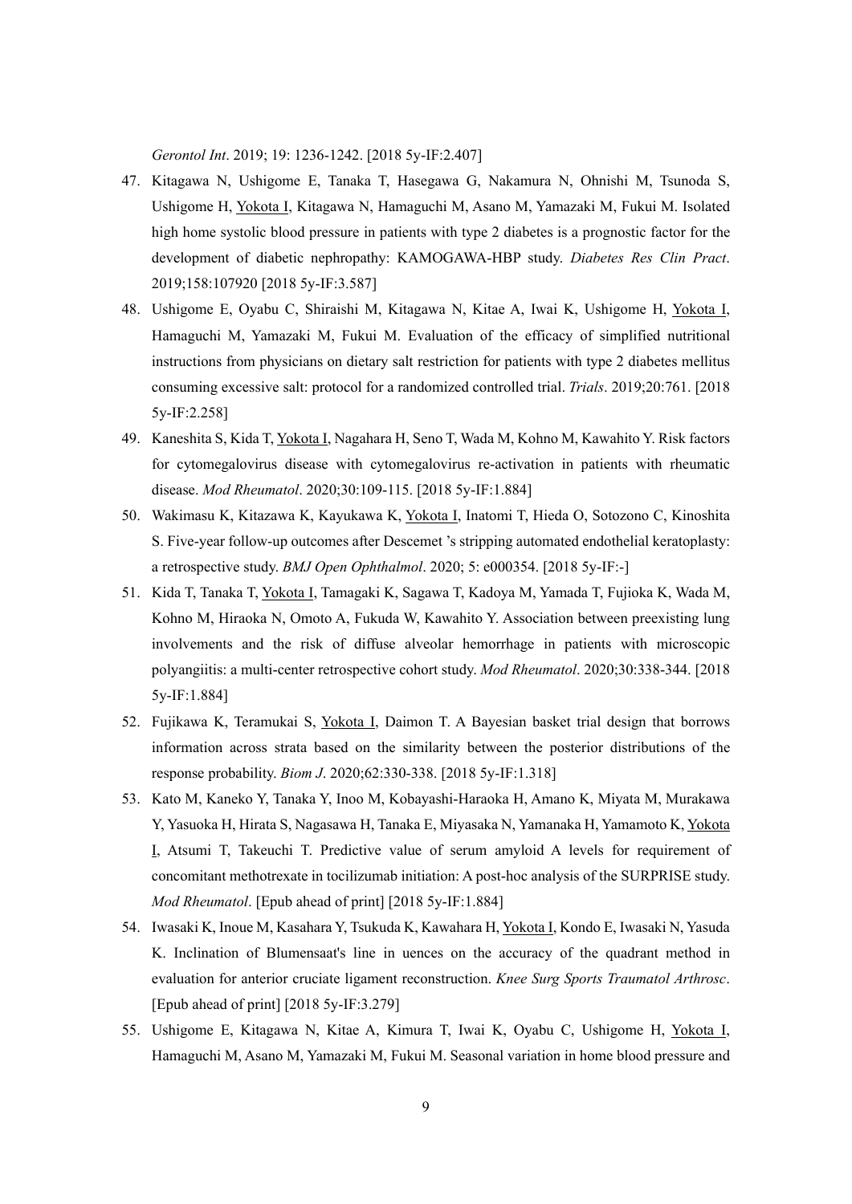*Gerontol Int*. 2019; 19: 1236-1242. [2018 5y-IF:2.407]

47. Kitagawa N, Ushigome E, Tanaka T, Hasegawa G, Nakamura N, Ohnishi M, Tsunoda S, Ushigome H, Yokota I, Kitagawa N, Hamaguchi M, Asano M, Yamazaki M, Fukui M. Isolated high home systolic blood pressure in patients with type 2 diabetes is a prognostic factor for the development of diabetic nephropathy: KAMOGAWA-HBP study. *Diabetes Res Clin Pract*. 2019;158:107920 [2018 5y-IF:3.587]
48. Ushigome E, Oyabu C, Shiraishi M, Kitagawa N, Kitae A, Iwai K, Ushigome H, Yokota I, Hamaguchi M, Yamazaki M, Fukui M. Evaluation of the efficacy of simplified nutritional instructions from physicians on dietary salt restriction for patients with type 2 diabetes mellitus consuming excessive salt: protocol for a randomized controlled trial. *Trials*. 2019;20:761. [2018 5y-IF:2.258]
49. Kaneshita S, Kida T, Yokota I, Nagahara H, Seno T, Wada M, Kohno M, Kawahito Y. Risk factors for cytomegalovirus disease with cytomegalovirus re-activation in patients with rheumatic disease. *Mod Rheumatol*. 2020;30:109-115. [2018 5y-IF:1.884]
50. Wakimasu K, Kitazawa K, Kayukawa K, Yokota I, Inatomi T, Hieda O, Sotozono C, Kinoshita S. Five-year follow-up outcomes after Descemet 's stripping automated endothelial keratoplasty: a retrospective study. *BMJ Open Ophthalmol*. 2020; 5: e000354. [2018 5y-IF:-]
51. Kida T, Tanaka T, Yokota I, Tamagaki K, Sagawa T, Kadoya M, Yamada T, Fujioka K, Wada M, Kohno M, Hiraoka N, Omoto A, Fukuda W, Kawahito Y. Association between preexisting lung involvements and the risk of diffuse alveolar hemorrhage in patients with microscopic polyangiitis: a multi-center retrospective cohort study. *Mod Rheumatol*. 2020;30:338-344. [2018 5y-IF:1.884]
52. Fujikawa K, Teramukai S, Yokota I, Daimon T. A Bayesian basket trial design that borrows information across strata based on the similarity between the posterior distributions of the response probability. *Biom J*. 2020;62:330-338. [2018 5y-IF:1.318]
53. Kato M, Kaneko Y, Tanaka Y, Inoo M, Kobayashi-Haraoka H, Amano K, Miyata M, Murakawa Y, Yasuoka H, Hirata S, Nagasawa H, Tanaka E, Miyasaka N, Yamanaka H, Yamamoto K, Yokota I, Atsumi T, Takeuchi T. Predictive value of serum amyloid A levels for requirement of concomitant methotrexate in tocilizumab initiation: A post-hoc analysis of the SURPRISE study. *Mod Rheumatol*. [Epub ahead of print] [2018 5y-IF:1.884]
54. Iwasaki K, Inoue M, Kasahara Y, Tsukuda K, Kawahara H, Yokota I, Kondo E, Iwasaki N, Yasuda K. Inclination of Blumensaat's line in uences on the accuracy of the quadrant method in evaluation for anterior cruciate ligament reconstruction. *Knee Surg Sports Traumatol Arthrosc*. [Epub ahead of print] [2018 5y-IF:3.279]
55. Ushigome E, Kitagawa N, Kitae A, Kimura T, Iwai K, Oyabu C, Ushigome H, Yokota I, Hamaguchi M, Asano M, Yamazaki M, Fukui M. Seasonal variation in home blood pressure and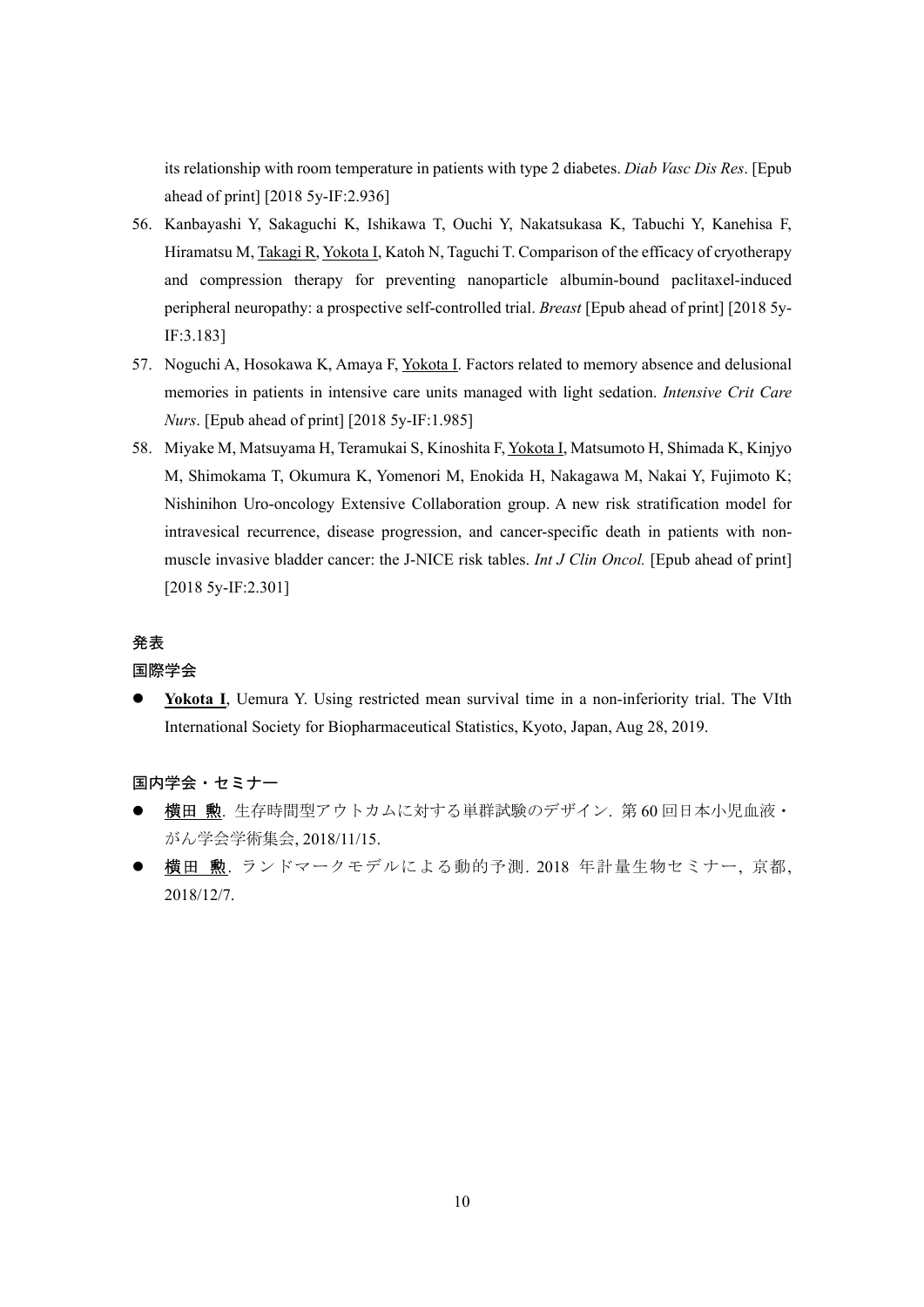its relationship with room temperature in patients with type 2 diabetes. *Diab Vasc Dis Res*. [Epub ahead of print] [2018 5y-IF:2.936]

56. Kanbayashi Y, Sakaguchi K, Ishikawa T, Ouchi Y, Nakatsukasa K, Tabuchi Y, Kanehisa F, Hiramatsu M, Takagi R, Yokota I, Katoh N, Taguchi T. Comparison of the efficacy of cryotherapy and compression therapy for preventing nanoparticle albumin-bound paclitaxel-induced peripheral neuropathy: a prospective self-controlled trial. *Breast* [Epub ahead of print] [2018 5y-IF:3.183]
57. Noguchi A, Hosokawa K, Amaya F, Yokota I. Factors related to memory absence and delusional memories in patients in intensive care units managed with light sedation. *Intensive Crit Care Nurs*. [Epub ahead of print] [2018 5y-IF:1.985]
58. Miyake M, Matsuyama H, Teramukai S, Kinoshita F, Yokota I, Matsumoto H, Shimada K, Kinjyo M, Shimokama T, Okumura K, Yomenori M, Enokida H, Nakagawa M, Nakai Y, Fujimoto K; Nishinihon Uro-oncology Extensive Collaboration group. A new risk stratification model for intravesical recurrence, disease progression, and cancer-specific death in patients with non-muscle invasive bladder cancer: the J-NICE risk tables. *Int J Clin Oncol.* [Epub ahead of print] [2018 5y-IF:2.301]

## 発表

### 国際学会

- **Yokota I**, Uemura Y. Using restricted mean survival time in a non-inferiority trial. The VIth International Society for Biopharmaceutical Statistics, Kyoto, Japan, Aug 28, 2019.

### 国内学会・セミナー

- 横田 勲. 生存時間型アウトカムに対する単群試験のデザイン. 第 60 回日本小児血液・がん学会学術集会, 2018/11/15.
- 横田 勲. ランドマークモデルによる動的予測. 2018 年計量生物セミナー, 京都, 2018/12/7.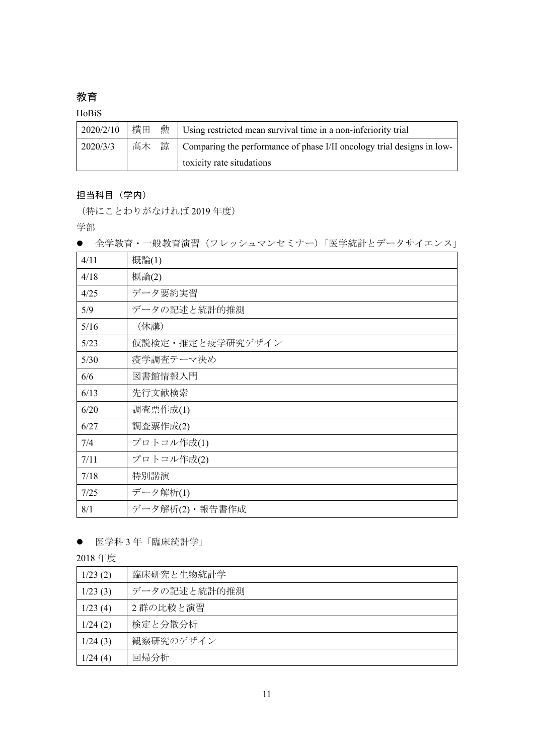## 教育

HoBiS

| | | |
|---|---|---|
| 2020/2/10 | 横田　勲 | Using restricted mean survival time in a non-inferiority trial |
| 2020/3/3 | 髙木　諒 | Comparing the performance of phase I/II oncology trial designs in low-toxicity rate situdations |

## 担当科目（学内）

（特にことわりがなければ 2019 年度）

学部

- 全学教育・一般教育演習（フレッシュマンセミナー）「医学統計とデータサイエンス」

| | |
|---|---|
| 4/11 | 概論(1) |
| 4/18 | 概論(2) |
| 4/25 | データ要約実習 |
| 5/9 | データの記述と統計的推測 |
| 5/16 | （休講） |
| 5/23 | 仮説検定・推定と疫学研究デザイン |
| 5/30 | 疫学調査テーマ決め |
| 6/6 | 図書館情報入門 |
| 6/13 | 先行文献検索 |
| 6/20 | 調査票作成(1) |
| 6/27 | 調査票作成(2) |
| 7/4 | プロトコル作成(1) |
| 7/11 | プロトコル作成(2) |
| 7/18 | 特別講演 |
| 7/25 | データ解析(1) |
| 8/1 | データ解析(2)・報告書作成 |

- 医学科 3 年「臨床統計学」

2018 年度

| | |
|---|---|
| 1/23 (2) | 臨床研究と生物統計学 |
| 1/23 (3) | データの記述と統計的推測 |
| 1/23 (4) | 2 群の比較と演習 |
| 1/24 (2) | 検定と分散分析 |
| 1/24 (3) | 観察研究のデザイン |
| 1/24 (4) | 回帰分析 |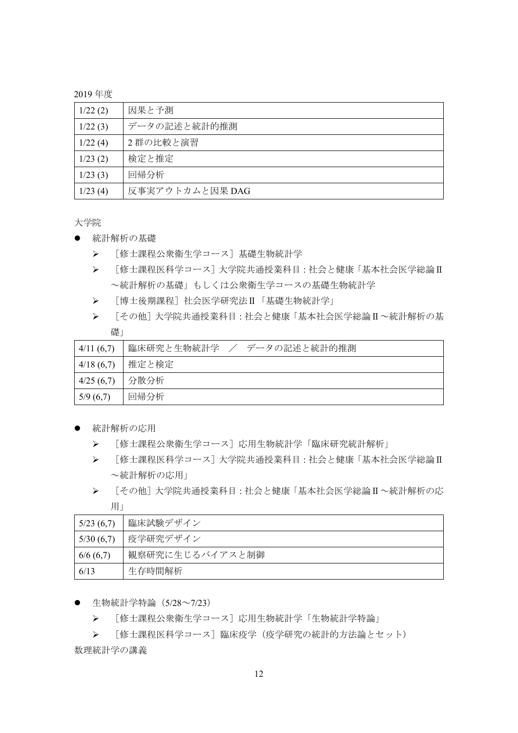2019 年度

| 1/22 (2) | 因果と予測 |
|---|---|
| 1/22 (3) | データの記述と統計的推測 |
| 1/22 (4) | 2 群の比較と演習 |
| 1/23 (2) | 検定と推定 |
| 1/23 (3) | 回帰分析 |
| 1/23 (4) | 反事実アウトカムと因果 DAG |

大学院

- 統計解析の基礎
  - ［修士課程公衆衛生学コース］基礎生物統計学
  - ［修士課程医科学コース］大学院共通授業科目：社会と健康「基本社会医学総論Ⅱ～統計解析の基礎」もしくは公衆衛生学コースの基礎生物統計学
  - ［博士後期課程］社会医学研究法Ⅱ「基礎生物統計学」
  - ［その他］大学院共通授業科目：社会と健康「基本社会医学総論Ⅱ～統計解析の基礎」

| 4/11 (6,7) | 臨床研究と生物統計学　／　データの記述と統計的推測 |
|---|---|
| 4/18 (6,7) | 推定と検定 |
| 4/25 (6,7) | 分散分析 |
| 5/9 (6,7) | 回帰分析 |

- 統計解析の応用
  - ［修士課程公衆衛生学コース］応用生物統計学「臨床研究統計解析」
  - ［修士課程医科学コース］大学院共通授業科目：社会と健康「基本社会医学総論Ⅱ～統計解析の応用」
  - ［その他］大学院共通授業科目：社会と健康「基本社会医学総論Ⅱ～統計解析の応用」

| 5/23 (6,7) | 臨床試験デザイン |
|---|---|
| 5/30 (6,7) | 疫学研究デザイン |
| 6/6 (6,7) | 観察研究に生じるバイアスと制御 |
| 6/13 | 生存時間解析 |

- 生物統計学特論（5/28～7/23）
  - ［修士課程公衆衛生学コース］応用生物統計学「生物統計学特論」
  - ［修士課程医科学コース］臨床疫学（疫学研究の統計的方法論とセット）

数理統計学の講義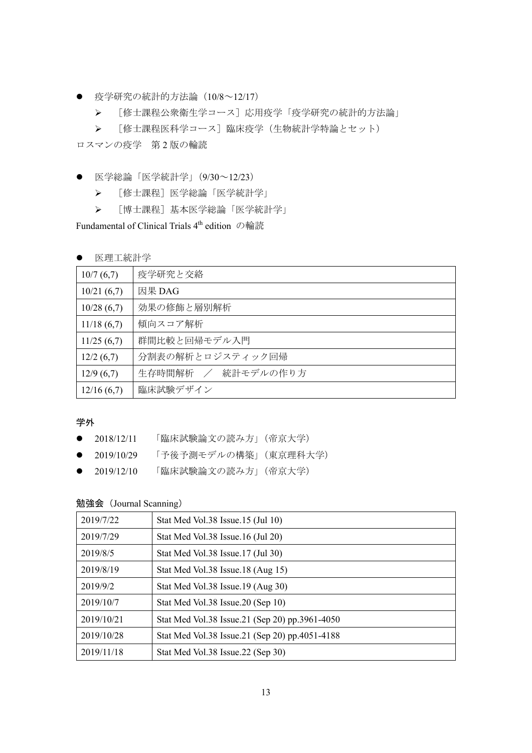- 疫学研究の統計的方法論（10/8～12/17）
    - ［修士課程公衆衛生学コース］応用疫学「疫学研究の統計的方法論」
    - ［修士課程医科学コース］臨床疫学（生物統計学特論とセット）

ロスマンの疫学　第 2 版の輪読

- 医学総論「医学統計学」（9/30～12/23）
    - ［修士課程］医学総論「医学統計学」
    - ［博士課程］基本医学総論「医学統計学」

Fundamental of Clinical Trials 4th edition　の輪読

- 医理工統計学

| 10/7 (6,7) | 疫学研究と交絡 |
|---|---|
| 10/21 (6,7) | 因果 DAG |
| 10/28 (6,7) | 効果の修飾と層別解析 |
| 11/18 (6,7) | 傾向スコア解析 |
| 11/25 (6,7) | 群間比較と回帰モデル入門 |
| 12/2 (6,7) | 分割表の解析とロジスティック回帰 |
| 12/9 (6,7) | 生存時間解析　／　統計モデルの作り方 |
| 12/16 (6,7) | 臨床試験デザイン |

**学外**

- 2018/12/11　「臨床試験論文の読み方」（帝京大学）
- 2019/10/29　「予後予測モデルの構築」（東京理科大学）
- 2019/12/10　「臨床試験論文の読み方」（帝京大学）

**勉強会**（Journal Scanning）

| 2019/7/22 | Stat Med Vol.38 Issue.15 (Jul 10) |
|---|---|
| 2019/7/29 | Stat Med Vol.38 Issue.16 (Jul 20) |
| 2019/8/5 | Stat Med Vol.38 Issue.17 (Jul 30) |
| 2019/8/19 | Stat Med Vol.38 Issue.18 (Aug 15) |
| 2019/9/2 | Stat Med Vol.38 Issue.19 (Aug 30) |
| 2019/10/7 | Stat Med Vol.38 Issue.20 (Sep 10) |
| 2019/10/21 | Stat Med Vol.38 Issue.21 (Sep 20) pp.3961-4050 |
| 2019/10/28 | Stat Med Vol.38 Issue.21 (Sep 20) pp.4051-4188 |
| 2019/11/18 | Stat Med Vol.38 Issue.22 (Sep 30) |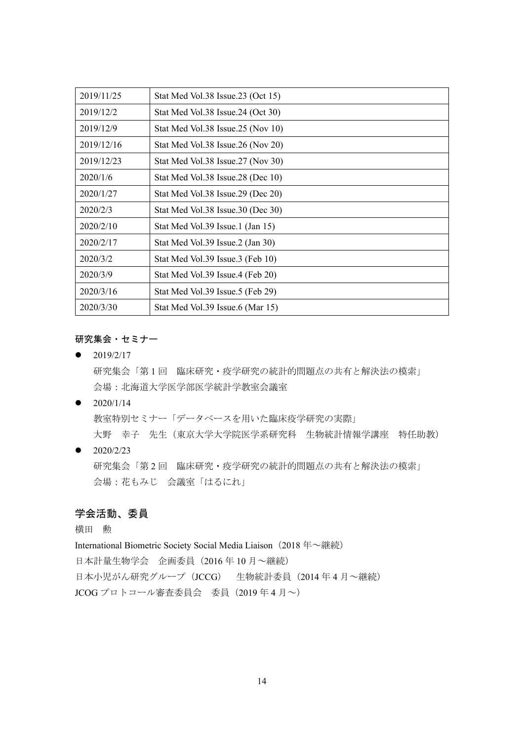| | |
|---|---|
| 2019/11/25 | Stat Med Vol.38 Issue.23 (Oct 15) |
| 2019/12/2 | Stat Med Vol.38 Issue.24 (Oct 30) |
| 2019/12/9 | Stat Med Vol.38 Issue.25 (Nov 10) |
| 2019/12/16 | Stat Med Vol.38 Issue.26 (Nov 20) |
| 2019/12/23 | Stat Med Vol.38 Issue.27 (Nov 30) |
| 2020/1/6 | Stat Med Vol.38 Issue.28 (Dec 10) |
| 2020/1/27 | Stat Med Vol.38 Issue.29 (Dec 20) |
| 2020/2/3 | Stat Med Vol.38 Issue.30 (Dec 30) |
| 2020/2/10 | Stat Med Vol.39 Issue.1 (Jan 15) |
| 2020/2/17 | Stat Med Vol.39 Issue.2 (Jan 30) |
| 2020/3/2 | Stat Med Vol.39 Issue.3 (Feb 10) |
| 2020/3/9 | Stat Med Vol.39 Issue.4 (Feb 20) |
| 2020/3/16 | Stat Med Vol.39 Issue.5 (Feb 29) |
| 2020/3/30 | Stat Med Vol.39 Issue.6 (Mar 15) |

### 研究集会・セミナー

- 2019/2/17
  研究集会「第 1 回　臨床研究・疫学研究の統計的問題点の共有と解決法の模索」
  会場：北海道大学医学部医学統計学教室会議室
- 2020/1/14
  教室特別セミナー「データベースを用いた臨床疫学研究の実際」
  大野　幸子　先生（東京大学大学院医学系研究科　生物統計情報学講座　特任助教）
- 2020/2/23
  研究集会「第 2 回　臨床研究・疫学研究の統計的問題点の共有と解決法の模索」
  会場：花もみじ　会議室「はるにれ」

## 学会活動、委員

横田　勲

International Biometric Society Social Media Liaison（2018 年～継続）

日本計量生物学会　企画委員（2016 年 10 月～継続）

日本小児がん研究グループ（JCCG）　生物統計委員（2014 年 4 月～継続）

JCOG プロトコール審査委員会　委員（2019 年 4 月～）